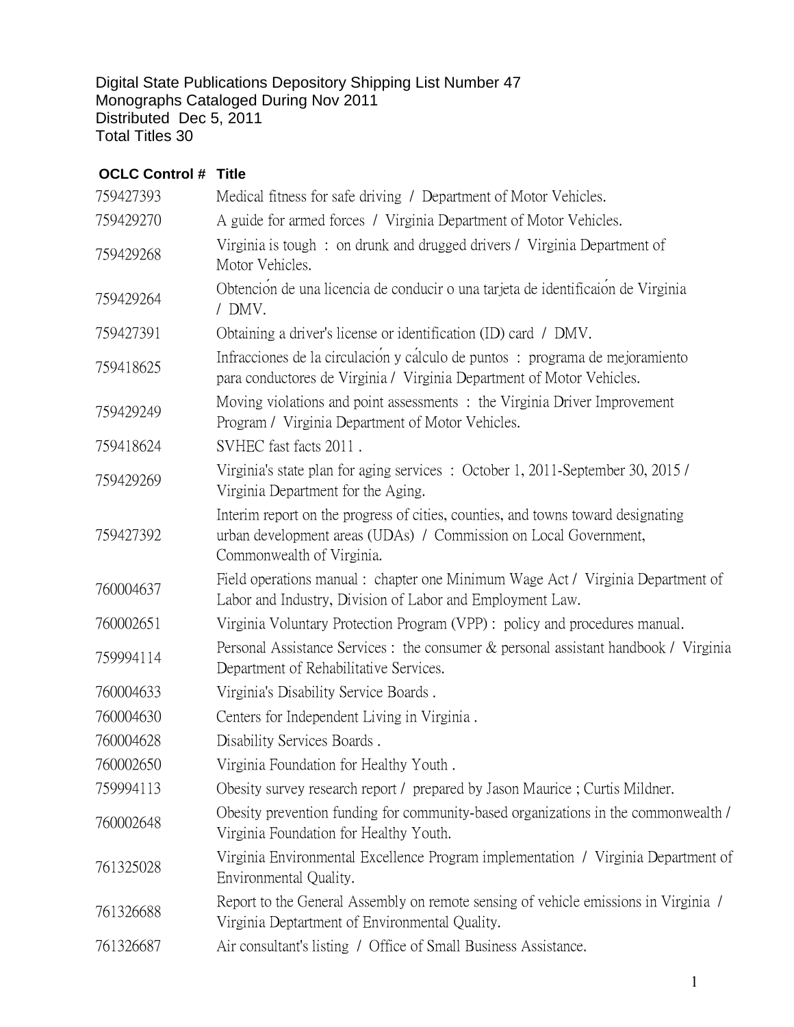Digital State Publications Depository Shipping List Number 47
Monographs Cataloged During Nov 2011
Distributed Dec 5, 2011
Total Titles 30

| OCLC Control # | Title |
|---|---|
| 759427393 | Medical fitness for safe driving / Department of Motor Vehicles. |
| 759429270 | A guide for armed forces / Virginia Department of Motor Vehicles. |
| 759429268 | Virginia is tough : on drunk and drugged drivers / Virginia Department of Motor Vehicles. |
| 759429264 | Obtención de una licencia de conducir o una tarjeta de identificaión de Virginia / DMV. |
| 759427391 | Obtaining a driver's license or identification (ID) card / DMV. |
| 759418625 | Infracciones de la circulación y cálculo de puntos : programa de mejoramiento para conductores de Virginia / Virginia Department of Motor Vehicles. |
| 759429249 | Moving violations and point assessments : the Virginia Driver Improvement Program / Virginia Department of Motor Vehicles. |
| 759418624 | SVHEC fast facts 2011 . |
| 759429269 | Virginia's state plan for aging services : October 1, 2011-September 30, 2015 / Virginia Department for the Aging. |
| 759427392 | Interim report on the progress of cities, counties, and towns toward designating urban development areas (UDAs) / Commission on Local Government, Commonwealth of Virginia. |
| 760004637 | Field operations manual : chapter one Minimum Wage Act / Virginia Department of Labor and Industry, Division of Labor and Employment Law. |
| 760002651 | Virginia Voluntary Protection Program (VPP) : policy and procedures manual. |
| 759994114 | Personal Assistance Services : the consumer & personal assistant handbook / Virginia Department of Rehabilitative Services. |
| 760004633 | Virginia's Disability Service Boards . |
| 760004630 | Centers for Independent Living in Virginia . |
| 760004628 | Disability Services Boards . |
| 760002650 | Virginia Foundation for Healthy Youth . |
| 759994113 | Obesity survey research report / prepared by Jason Maurice ; Curtis Mildner. |
| 760002648 | Obesity prevention funding for community-based organizations in the commonwealth / Virginia Foundation for Healthy Youth. |
| 761325028 | Virginia Environmental Excellence Program implementation / Virginia Department of Environmental Quality. |
| 761326688 | Report to the General Assembly on remote sensing of vehicle emissions in Virginia / Virginia Deptartment of Environmental Quality. |
| 761326687 | Air consultant's listing / Office of Small Business Assistance. |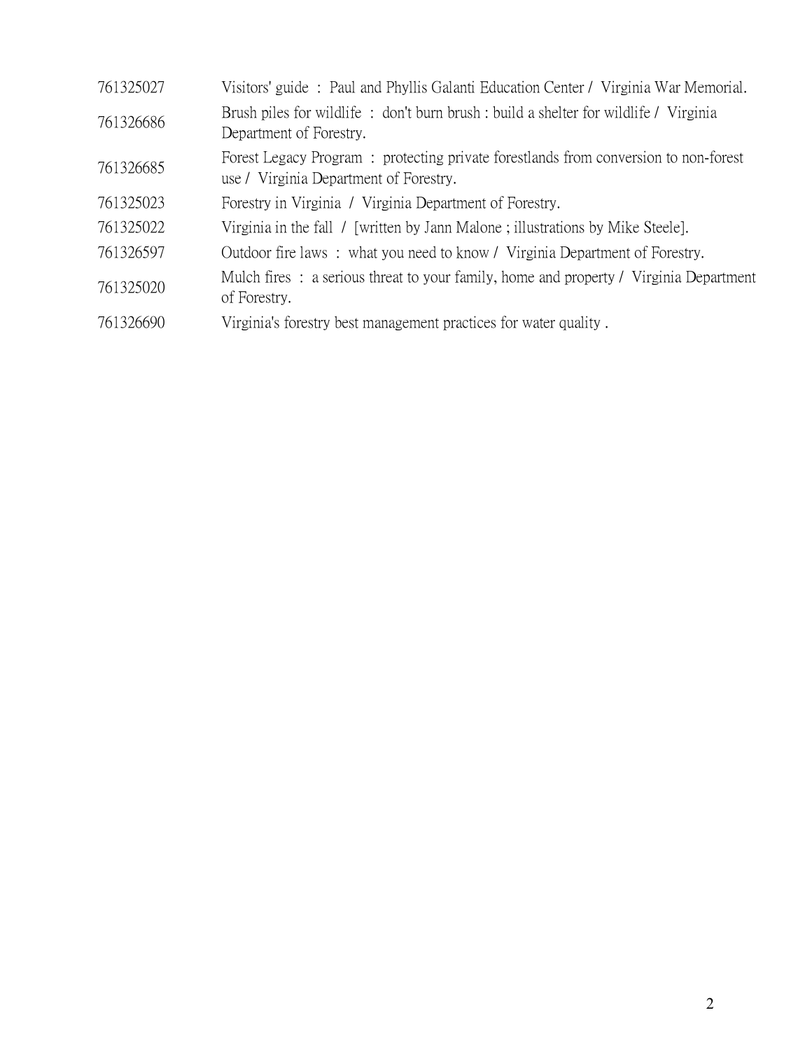| | |
|---|---|
| 761325027 | Visitors' guide : Paul and Phyllis Galanti Education Center / Virginia War Memorial. |
| 761326686 | Brush piles for wildlife : don't burn brush : build a shelter for wildlife / Virginia Department of Forestry. |
| 761326685 | Forest Legacy Program : protecting private forestlands from conversion to non-forest use / Virginia Department of Forestry. |
| 761325023 | Forestry in Virginia / Virginia Department of Forestry. |
| 761325022 | Virginia in the fall / [written by Jann Malone ; illustrations by Mike Steele]. |
| 761326597 | Outdoor fire laws : what you need to know / Virginia Department of Forestry. |
| 761325020 | Mulch fires : a serious threat to your family, home and property / Virginia Department of Forestry. |
| 761326690 | Virginia's forestry best management practices for water quality . |